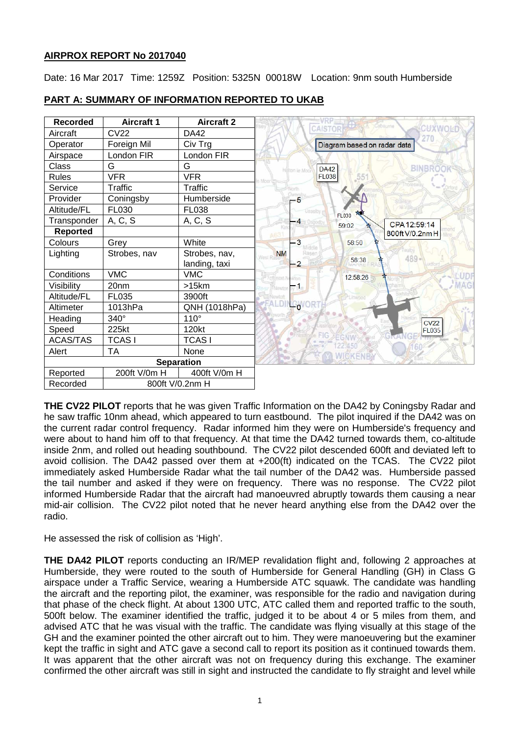## AIRPROX REPORT No 2017040

Date: 16 Mar 2017 Time: 1259Z Position: 5325N 00018W Location: 9nm south Humberside

## PART A: SUMMARY OF INFORMATION REPORTED TO UKAB

| Recorded | Aircraft 1 | Aircraft 2 |
|---|---|---|
| Aircraft | CV22 | DA42 |
| Operator | Foreign Mil | Civ Trg |
| Airspace | London FIR | London FIR |
| Class | G | G |
| Rules | VFR | VFR |
| Service | Traffic | Traffic |
| Provider | Coningsby | Humberside |
| Altitude/FL | FL030 | FL038 |
| Transponder | A, C, S | A, C, S |
| **Reported** | | |
| Colours | Grey | White |
| Lighting | Strobes, nav | Strobes, nav, landing, taxi |
| Conditions | VMC | VMC |
| Visibility | 20nm | >15km |
| Altitude/FL | FL035 | 3900ft |
| Altimeter | 1013hPa | QNH (1018hPa) |
| Heading | 340° | 110° |
| Speed | 225kt | 120kt |
| ACAS/TAS | TCAS I | TCAS I |
| Alert | TA | None |
| **Separation** | | |
| Reported | 200ft V/0m H | 400ft V/0m H |
| Recorded | 800ft V/0.2nm H | |

Diagram based on radar data

**THE CV22 PILOT** reports that he was given Traffic Information on the DA42 by Coningsby Radar and he saw traffic 10nm ahead, which appeared to turn eastbound. The pilot inquired if the DA42 was on the current radar control frequency. Radar informed him they were on Humberside's frequency and were about to hand him off to that frequency. At that time the DA42 turned towards them, co-altitude inside 2nm, and rolled out heading southbound. The CV22 pilot descended 600ft and deviated left to avoid collision. The DA42 passed over them at +200(ft) indicated on the TCAS. The CV22 pilot immediately asked Humberside Radar what the tail number of the DA42 was. Humberside passed the tail number and asked if they were on frequency. There was no response. The CV22 pilot informed Humberside Radar that the aircraft had manoeuvred abruptly towards them causing a near mid-air collision. The CV22 pilot noted that he never heard anything else from the DA42 over the radio.

He assessed the risk of collision as 'High'.

**THE DA42 PILOT** reports conducting an IR/MEP revalidation flight and, following 2 approaches at Humberside, they were routed to the south of Humberside for General Handling (GH) in Class G airspace under a Traffic Service, wearing a Humberside ATC squawk. The candidate was handling the aircraft and the reporting pilot, the examiner, was responsible for the radio and navigation during that phase of the check flight. At about 1300 UTC, ATC called them and reported traffic to the south, 500ft below. The examiner identified the traffic, judged it to be about 4 or 5 miles from them, and advised ATC that he was visual with the traffic. The candidate was flying visually at this stage of the GH and the examiner pointed the other aircraft out to him. They were manoeuvering but the examiner kept the traffic in sight and ATC gave a second call to report its position as it continued towards them. It was apparent that the other aircraft was not on frequency during this exchange. The examiner confirmed the other aircraft was still in sight and instructed the candidate to fly straight and level while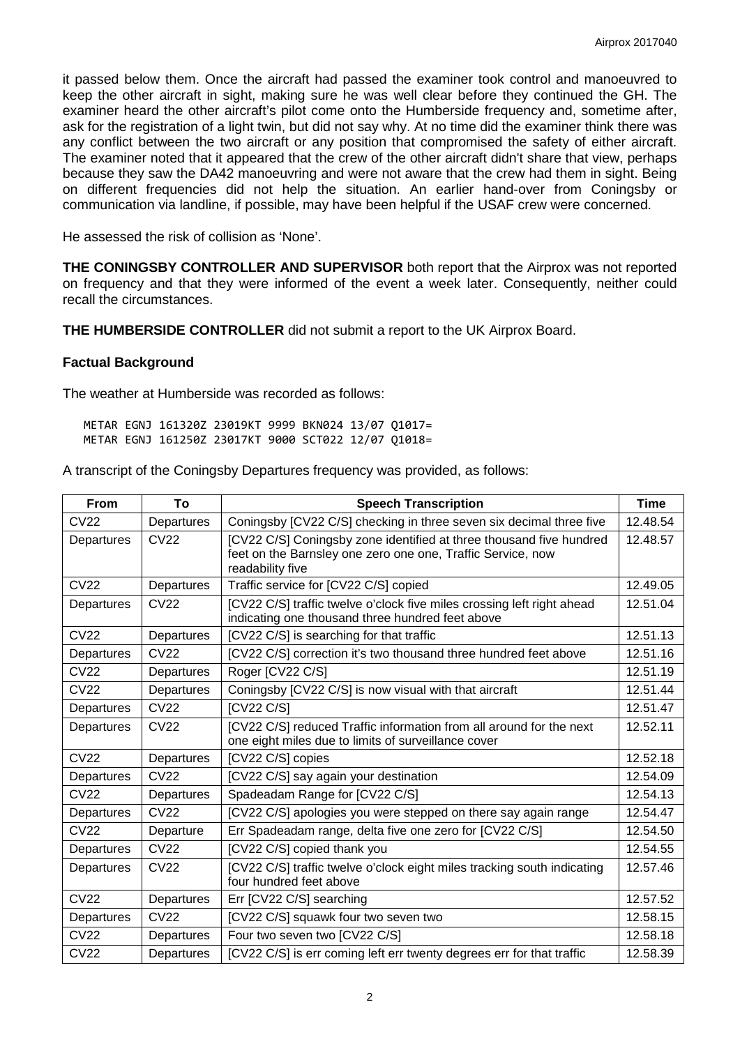it passed below them. Once the aircraft had passed the examiner took control and manoeuvred to keep the other aircraft in sight, making sure he was well clear before they continued the GH. The examiner heard the other aircraft's pilot come onto the Humberside frequency and, sometime after, ask for the registration of a light twin, but did not say why. At no time did the examiner think there was any conflict between the two aircraft or any position that compromised the safety of either aircraft. The examiner noted that it appeared that the crew of the other aircraft didn't share that view, perhaps because they saw the DA42 manoeuvring and were not aware that the crew had them in sight. Being on different frequencies did not help the situation. An earlier hand-over from Coningsby or communication via landline, if possible, may have been helpful if the USAF crew were concerned.

He assessed the risk of collision as 'None'.

**THE CONINGSBY CONTROLLER AND SUPERVISOR** both report that the Airprox was not reported on frequency and that they were informed of the event a week later. Consequently, neither could recall the circumstances.

**THE HUMBERSIDE CONTROLLER** did not submit a report to the UK Airprox Board.

## Factual Background

The weather at Humberside was recorded as follows:

```
METAR EGNJ 161320Z 23019KT 9999 BKN024 13/07 Q1017=
METAR EGNJ 161250Z 23017KT 9000 SCT022 12/07 Q1018=
```

A transcript of the Coningsby Departures frequency was provided, as follows:

| From | To | Speech Transcription | Time |
|---|---|---|---|
| CV22 | Departures | Coningsby [CV22 C/S] checking in three seven six decimal three five | 12.48.54 |
| Departures | CV22 | [CV22 C/S] Coningsby zone identified at three thousand five hundred feet on the Barnsley one zero one one, Traffic Service, now readability five | 12.48.57 |
| CV22 | Departures | Traffic service for [CV22 C/S] copied | 12.49.05 |
| Departures | CV22 | [CV22 C/S] traffic twelve o'clock five miles crossing left right ahead indicating one thousand three hundred feet above | 12.51.04 |
| CV22 | Departures | [CV22 C/S] is searching for that traffic | 12.51.13 |
| Departures | CV22 | [CV22 C/S] correction it's two thousand three hundred feet above | 12.51.16 |
| CV22 | Departures | Roger [CV22 C/S] | 12.51.19 |
| CV22 | Departures | Coningsby [CV22 C/S] is now visual with that aircraft | 12.51.44 |
| Departures | CV22 | [CV22 C/S] | 12.51.47 |
| Departures | CV22 | [CV22 C/S] reduced Traffic information from all around for the next one eight miles due to limits of surveillance cover | 12.52.11 |
| CV22 | Departures | [CV22 C/S] copies | 12.52.18 |
| Departures | CV22 | [CV22 C/S] say again your destination | 12.54.09 |
| CV22 | Departures | Spadeadam Range for [CV22 C/S] | 12.54.13 |
| Departures | CV22 | [CV22 C/S] apologies you were stepped on there say again range | 12.54.47 |
| CV22 | Departure | Err Spadeadam range, delta five one zero for [CV22 C/S] | 12.54.50 |
| Departures | CV22 | [CV22 C/S] copied thank you | 12.54.55 |
| Departures | CV22 | [CV22 C/S] traffic twelve o'clock eight miles tracking south indicating four hundred feet above | 12.57.46 |
| CV22 | Departures | Err [CV22 C/S] searching | 12.57.52 |
| Departures | CV22 | [CV22 C/S] squawk four two seven two | 12.58.15 |
| CV22 | Departures | Four two seven two [CV22 C/S] | 12.58.18 |
| CV22 | Departures | [CV22 C/S] is err coming left err twenty degrees err for that traffic | 12.58.39 |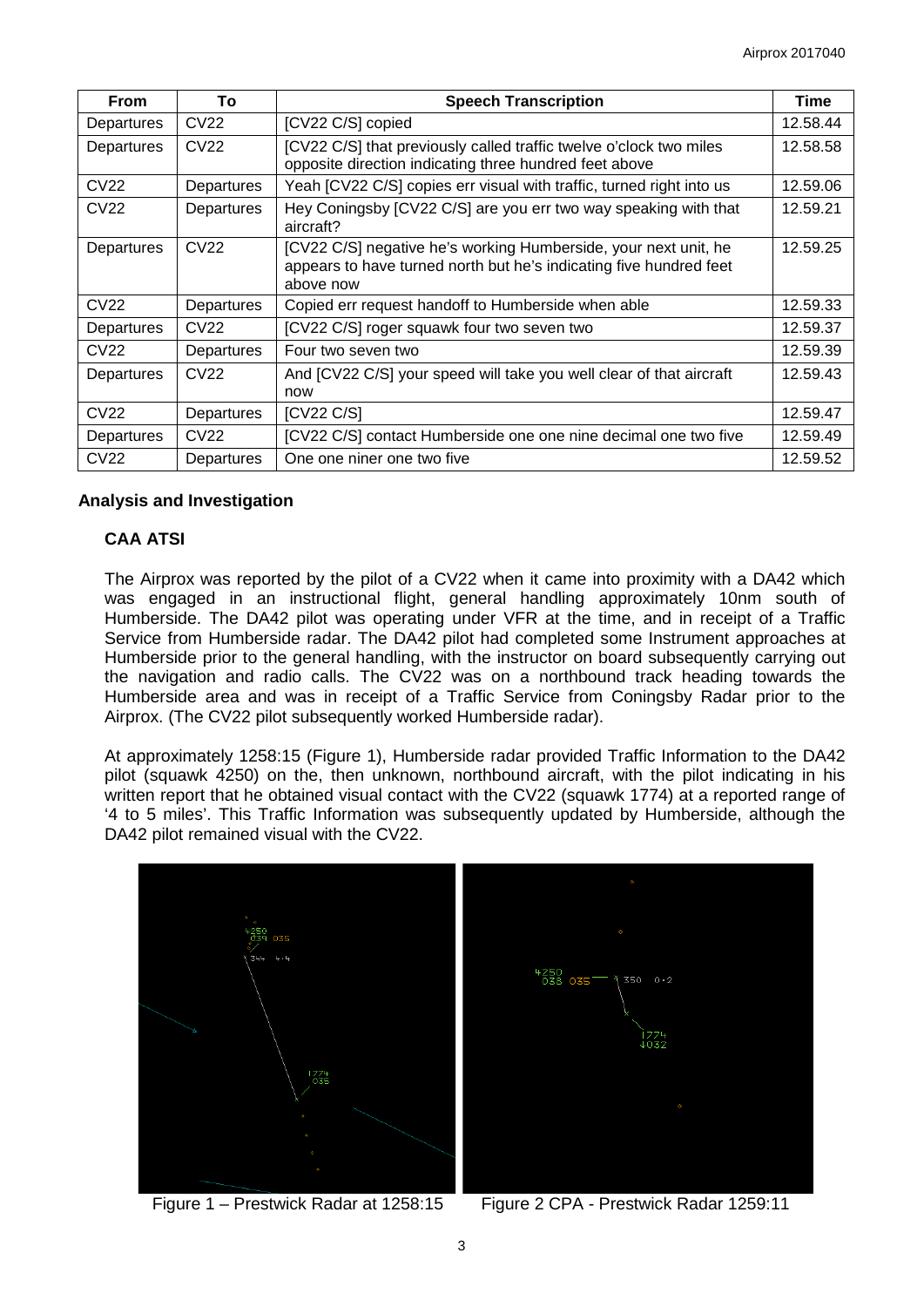| From | To | Speech Transcription | Time |
|---|---|---|---|
| Departures | CV22 | [CV22 C/S] copied | 12.58.44 |
| Departures | CV22 | [CV22 C/S] that previously called traffic twelve o'clock two miles opposite direction indicating three hundred feet above | 12.58.58 |
| CV22 | Departures | Yeah [CV22 C/S] copies err visual with traffic, turned right into us | 12.59.06 |
| CV22 | Departures | Hey Coningsby [CV22 C/S] are you err two way speaking with that aircraft? | 12.59.21 |
| Departures | CV22 | [CV22 C/S] negative he's working Humberside, your next unit, he appears to have turned north but he's indicating five hundred feet above now | 12.59.25 |
| CV22 | Departures | Copied err request handoff to Humberside when able | 12.59.33 |
| Departures | CV22 | [CV22 C/S] roger squawk four two seven two | 12.59.37 |
| CV22 | Departures | Four two seven two | 12.59.39 |
| Departures | CV22 | And [CV22 C/S] your speed will take you well clear of that aircraft now | 12.59.43 |
| CV22 | Departures | [CV22 C/S] | 12.59.47 |
| Departures | CV22 | [CV22 C/S] contact Humberside one one nine decimal one two five | 12.59.49 |
| CV22 | Departures | One one niner one two five | 12.59.52 |

## Analysis and Investigation

### CAA ATSI

The Airprox was reported by the pilot of a CV22 when it came into proximity with a DA42 which was engaged in an instructional flight, general handling approximately 10nm south of Humberside. The DA42 pilot was operating under VFR at the time, and in receipt of a Traffic Service from Humberside radar. The DA42 pilot had completed some Instrument approaches at Humberside prior to the general handling, with the instructor on board subsequently carrying out the navigation and radio calls. The CV22 was on a northbound track heading towards the Humberside area and was in receipt of a Traffic Service from Coningsby Radar prior to the Airprox. (The CV22 pilot subsequently worked Humberside radar).

At approximately 1258:15 (Figure 1), Humberside radar provided Traffic Information to the DA42 pilot (squawk 4250) on the, then unknown, northbound aircraft, with the pilot indicating in his written report that he obtained visual contact with the CV22 (squawk 1774) at a reported range of '4 to 5 miles'. This Traffic Information was subsequently updated by Humberside, although the DA42 pilot remained visual with the CV22.

Figure 1 – Prestwick Radar at 1258:15

Figure 2 CPA - Prestwick Radar 1259:11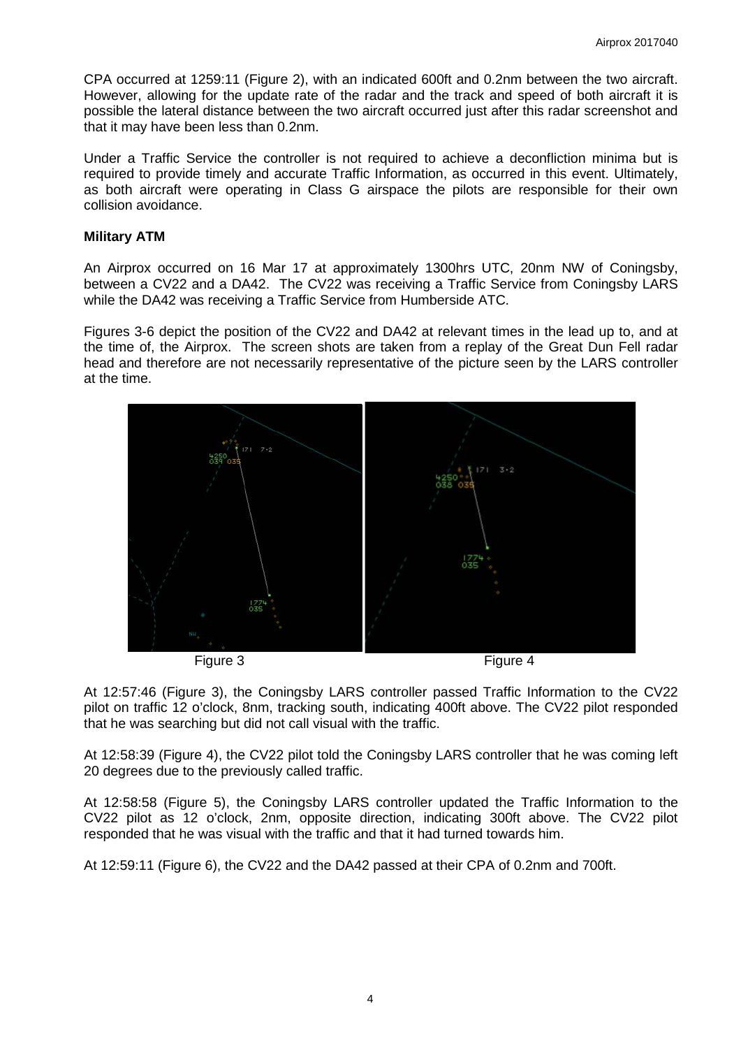CPA occurred at 1259:11 (Figure 2), with an indicated 600ft and 0.2nm between the two aircraft. However, allowing for the update rate of the radar and the track and speed of both aircraft it is possible the lateral distance between the two aircraft occurred just after this radar screenshot and that it may have been less than 0.2nm.

Under a Traffic Service the controller is not required to achieve a deconfliction minima but is required to provide timely and accurate Traffic Information, as occurred in this event. Ultimately, as both aircraft were operating in Class G airspace the pilots are responsible for their own collision avoidance.

### Military ATM

An Airprox occurred on 16 Mar 17 at approximately 1300hrs UTC, 20nm NW of Coningsby, between a CV22 and a DA42. The CV22 was receiving a Traffic Service from Coningsby LARS while the DA42 was receiving a Traffic Service from Humberside ATC.

Figures 3-6 depict the position of the CV22 and DA42 at relevant times in the lead up to, and at the time of, the Airprox. The screen shots are taken from a replay of the Great Dun Fell radar head and therefore are not necessarily representative of the picture seen by the LARS controller at the time.

Figure 3

Figure 4

At 12:57:46 (Figure 3), the Coningsby LARS controller passed Traffic Information to the CV22 pilot on traffic 12 o'clock, 8nm, tracking south, indicating 400ft above. The CV22 pilot responded that he was searching but did not call visual with the traffic.

At 12:58:39 (Figure 4), the CV22 pilot told the Coningsby LARS controller that he was coming left 20 degrees due to the previously called traffic.

At 12:58:58 (Figure 5), the Coningsby LARS controller updated the Traffic Information to the CV22 pilot as 12 o'clock, 2nm, opposite direction, indicating 300ft above. The CV22 pilot responded that he was visual with the traffic and that it had turned towards him.

At 12:59:11 (Figure 6), the CV22 and the DA42 passed at their CPA of 0.2nm and 700ft.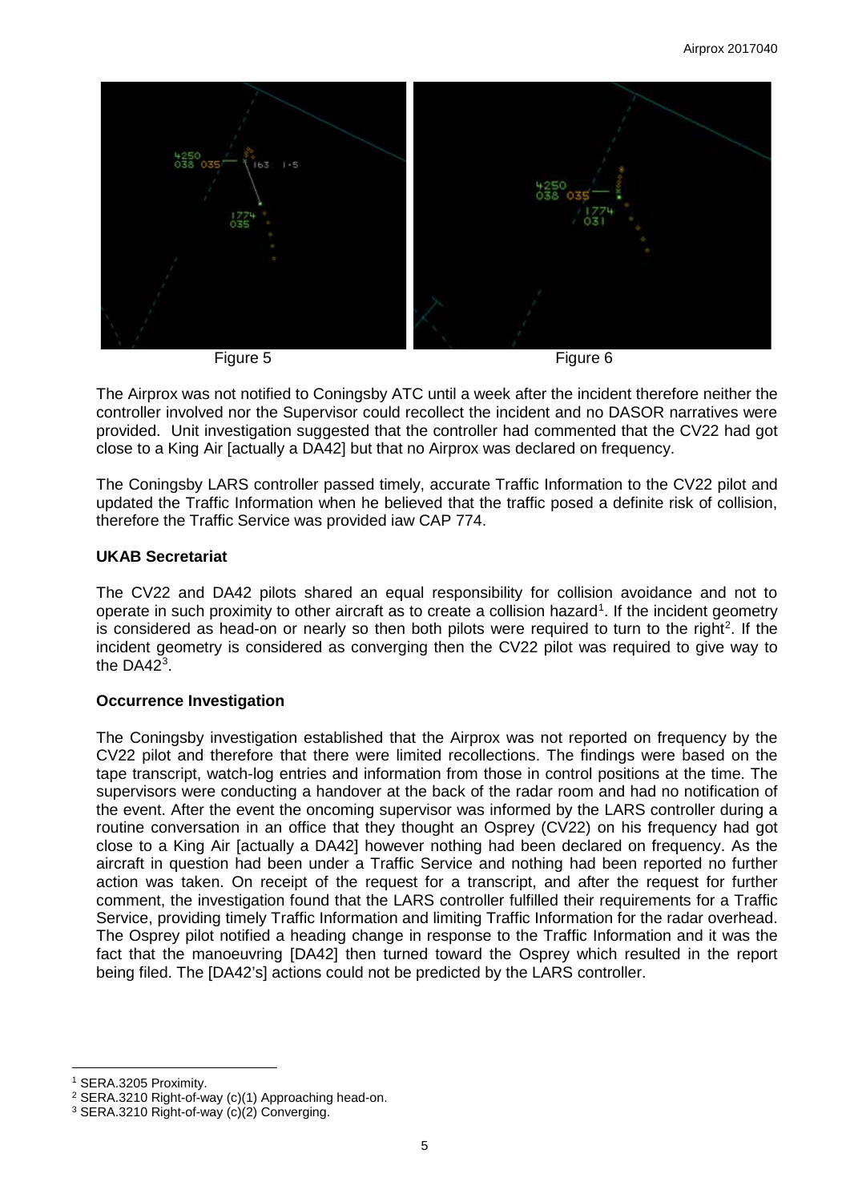Figure 5 Figure 6

The Airprox was not notified to Coningsby ATC until a week after the incident therefore neither the controller involved nor the Supervisor could recollect the incident and no DASOR narratives were provided. Unit investigation suggested that the controller had commented that the CV22 had got close to a King Air [actually a DA42] but that no Airprox was declared on frequency.

The Coningsby LARS controller passed timely, accurate Traffic Information to the CV22 pilot and updated the Traffic Information when he believed that the traffic posed a definite risk of collision, therefore the Traffic Service was provided iaw CAP 774.

## UKAB Secretariat

The CV22 and DA42 pilots shared an equal responsibility for collision avoidance and not to operate in such proximity to other aircraft as to create a collision hazard[1]. If the incident geometry is considered as head-on or nearly so then both pilots were required to turn to the right[2]. If the incident geometry is considered as converging then the CV22 pilot was required to give way to the DA42[3].

## Occurrence Investigation

The Coningsby investigation established that the Airprox was not reported on frequency by the CV22 pilot and therefore that there were limited recollections. The findings were based on the tape transcript, watch-log entries and information from those in control positions at the time. The supervisors were conducting a handover at the back of the radar room and had no notification of the event. After the event the oncoming supervisor was informed by the LARS controller during a routine conversation in an office that they thought an Osprey (CV22) on his frequency had got close to a King Air [actually a DA42] however nothing had been declared on frequency. As the aircraft in question had been under a Traffic Service and nothing had been reported no further action was taken. On receipt of the request for a transcript, and after the request for further comment, the investigation found that the LARS controller fulfilled their requirements for a Traffic Service, providing timely Traffic Information and limiting Traffic Information for the radar overhead. The Osprey pilot notified a heading change in response to the Traffic Information and it was the fact that the manoeuvring [DA42] then turned toward the Osprey which resulted in the report being filed. The [DA42's] actions could not be predicted by the LARS controller.

---

[1] SERA.3205 Proximity.

[2] SERA.3210 Right-of-way (c)(1) Approaching head-on.

[3] SERA.3210 Right-of-way (c)(2) Converging.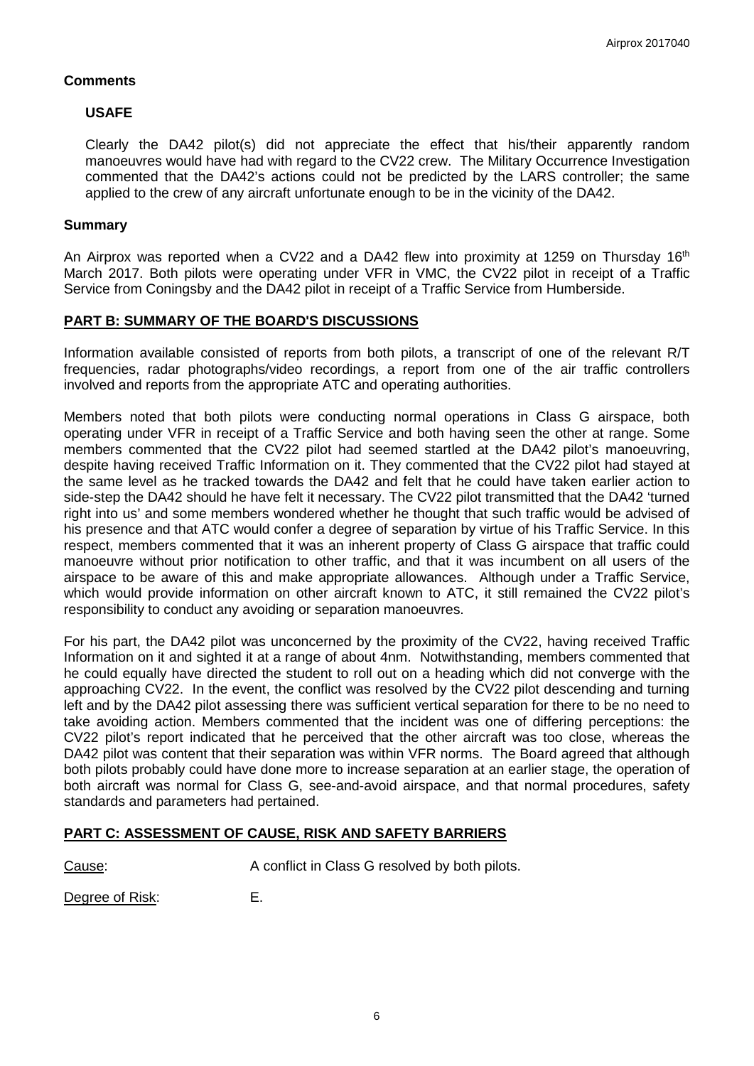## Comments

### USAFE

Clearly the DA42 pilot(s) did not appreciate the effect that his/their apparently random manoeuvres would have had with regard to the CV22 crew. The Military Occurrence Investigation commented that the DA42's actions could not be predicted by the LARS controller; the same applied to the crew of any aircraft unfortunate enough to be in the vicinity of the DA42.

## Summary

An Airprox was reported when a CV22 and a DA42 flew into proximity at 1259 on Thursday 16th March 2017. Both pilots were operating under VFR in VMC, the CV22 pilot in receipt of a Traffic Service from Coningsby and the DA42 pilot in receipt of a Traffic Service from Humberside.

## PART B: SUMMARY OF THE BOARD'S DISCUSSIONS

Information available consisted of reports from both pilots, a transcript of one of the relevant R/T frequencies, radar photographs/video recordings, a report from one of the air traffic controllers involved and reports from the appropriate ATC and operating authorities.

Members noted that both pilots were conducting normal operations in Class G airspace, both operating under VFR in receipt of a Traffic Service and both having seen the other at range. Some members commented that the CV22 pilot had seemed startled at the DA42 pilot's manoeuvring, despite having received Traffic Information on it. They commented that the CV22 pilot had stayed at the same level as he tracked towards the DA42 and felt that he could have taken earlier action to side-step the DA42 should he have felt it necessary. The CV22 pilot transmitted that the DA42 'turned right into us' and some members wondered whether he thought that such traffic would be advised of his presence and that ATC would confer a degree of separation by virtue of his Traffic Service. In this respect, members commented that it was an inherent property of Class G airspace that traffic could manoeuvre without prior notification to other traffic, and that it was incumbent on all users of the airspace to be aware of this and make appropriate allowances. Although under a Traffic Service, which would provide information on other aircraft known to ATC, it still remained the CV22 pilot's responsibility to conduct any avoiding or separation manoeuvres.

For his part, the DA42 pilot was unconcerned by the proximity of the CV22, having received Traffic Information on it and sighted it at a range of about 4nm. Notwithstanding, members commented that he could equally have directed the student to roll out on a heading which did not converge with the approaching CV22. In the event, the conflict was resolved by the CV22 pilot descending and turning left and by the DA42 pilot assessing there was sufficient vertical separation for there to be no need to take avoiding action. Members commented that the incident was one of differing perceptions: the CV22 pilot's report indicated that he perceived that the other aircraft was too close, whereas the DA42 pilot was content that their separation was within VFR norms. The Board agreed that although both pilots probably could have done more to increase separation at an earlier stage, the operation of both aircraft was normal for Class G, see-and-avoid airspace, and that normal procedures, safety standards and parameters had pertained.

## PART C: ASSESSMENT OF CAUSE, RISK AND SAFETY BARRIERS

Cause: A conflict in Class G resolved by both pilots.

Degree of Risk: E.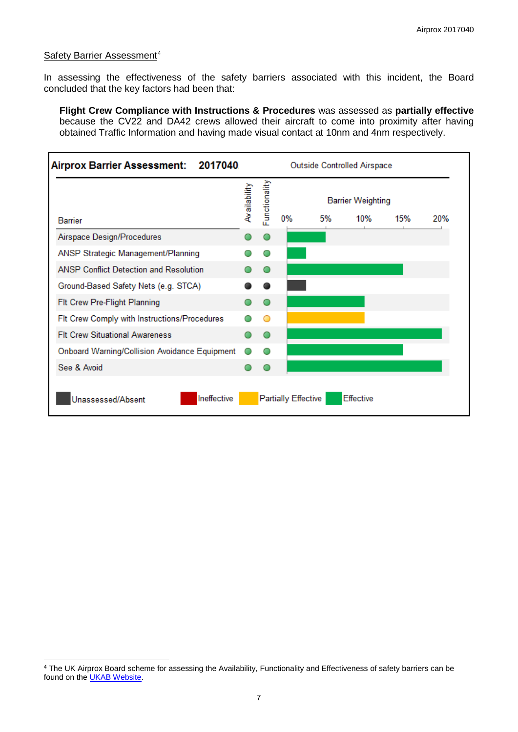Safety Barrier Assessment[4]

In assessing the effectiveness of the safety barriers associated with this incident, the Board concluded that the key factors had been that:

> **Flight Crew Compliance with Instructions & Procedures** was assessed as **partially effective** because the CV22 and DA42 crews allowed their aircraft to come into proximity after having obtained Traffic Information and having made visual contact at 10nm and 4nm respectively.

**Airprox Barrier Assessment: 2017040**

Outside Controlled Airspace

Barrier

Availability

Functionality

Barrier Weighting

0%
5%
10%
15%
20%

Airspace Design/Procedures

ANSP Strategic Management/Planning

ANSP Conflict Detection and Resolution

Ground-Based Safety Nets (e.g. STCA)

Flt Crew Pre-Flight Planning

Flt Crew Comply with Instructions/Procedures

Flt Crew Situational Awareness

Onboard Warning/Collision Avoidance Equipment

See & Avoid

Unassessed/Absent
Ineffective
Partially Effective
Effective

[4] The UK Airprox Board scheme for assessing the Availability, Functionality and Effectiveness of safety barriers can be found on the UKAB Website.